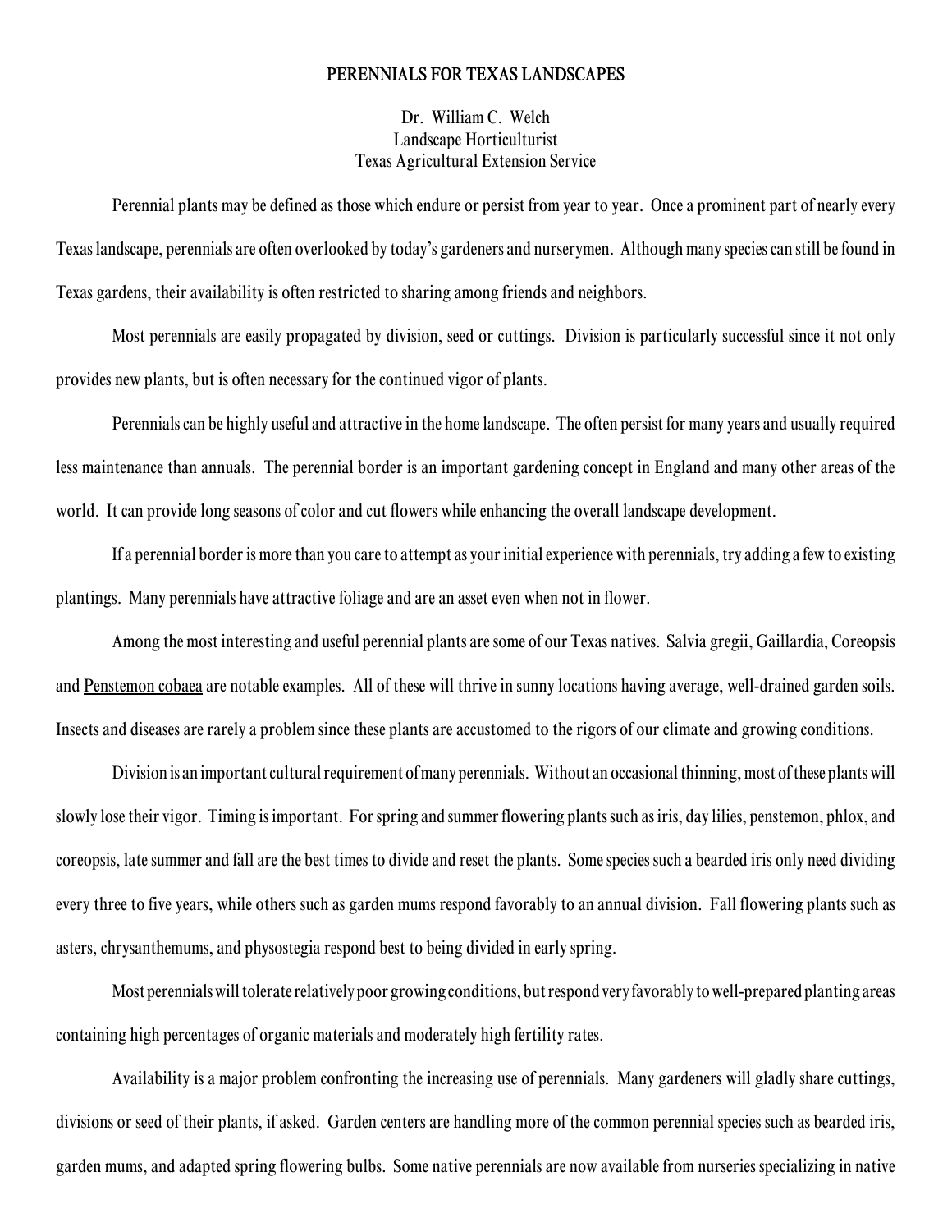# PERENNIALS FOR TEXAS LANDSCAPES

Dr. William C. Welch
Landscape Horticulturist
Texas Agricultural Extension Service

Perennial plants may be defined as those which endure or persist from year to year. Once a prominent part of nearly every Texas landscape, perennials are often overlooked by today's gardeners and nurserymen. Although many species can still be found in Texas gardens, their availability is often restricted to sharing among friends and neighbors.

Most perennials are easily propagated by division, seed or cuttings. Division is particularly successful since it not only provides new plants, but is often necessary for the continued vigor of plants.

Perennials can be highly useful and attractive in the home landscape. The often persist for many years and usually required less maintenance than annuals. The perennial border is an important gardening concept in England and many other areas of the world. It can provide long seasons of color and cut flowers while enhancing the overall landscape development.

If a perennial border is more than you care to attempt as your initial experience with perennials, try adding a few to existing plantings. Many perennials have attractive foliage and are an asset even when not in flower.

Among the most interesting and useful perennial plants are some of our Texas natives. Salvia gregii, Gaillardia, Coreopsis and Penstemon cobaea are notable examples. All of these will thrive in sunny locations having average, well-drained garden soils. Insects and diseases are rarely a problem since these plants are accustomed to the rigors of our climate and growing conditions.

Division is an important cultural requirement of many perennials. Without an occasional thinning, most of these plants will slowly lose their vigor. Timing is important. For spring and summer flowering plants such as iris, day lilies, penstemon, phlox, and coreopsis, late summer and fall are the best times to divide and reset the plants. Some species such a bearded iris only need dividing every three to five years, while others such as garden mums respond favorably to an annual division. Fall flowering plants such as asters, chrysanthemums, and physostegia respond best to being divided in early spring.

Most perennials will tolerate relatively poor growing conditions, but respond very favorably to well-prepared planting areas containing high percentages of organic materials and moderately high fertility rates.

Availability is a major problem confronting the increasing use of perennials. Many gardeners will gladly share cuttings, divisions or seed of their plants, if asked. Garden centers are handling more of the common perennial species such as bearded iris, garden mums, and adapted spring flowering bulbs. Some native perennials are now available from nurseries specializing in native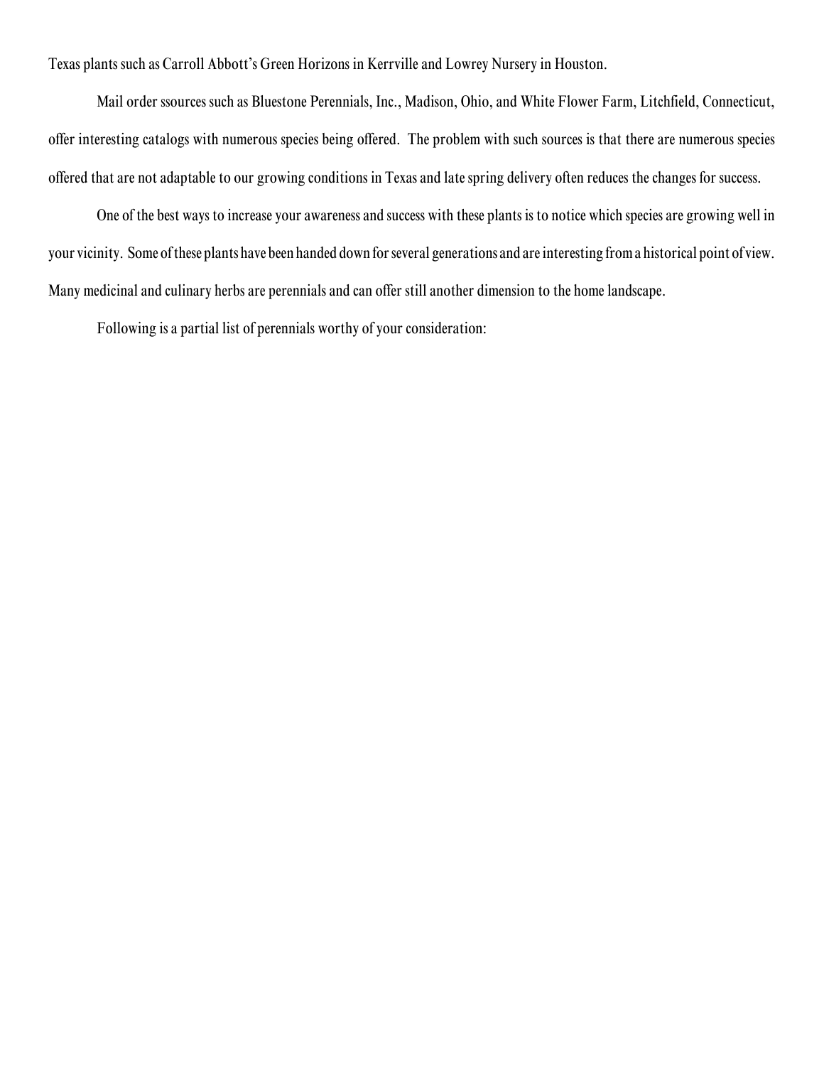Texas plants such as Carroll Abbott's Green Horizons in Kerrville and Lowrey Nursery in Houston.

Mail order ssources such as Bluestone Perennials, Inc., Madison, Ohio, and White Flower Farm, Litchfield, Connecticut, offer interesting catalogs with numerous species being offered. The problem with such sources is that there are numerous species offered that are not adaptable to our growing conditions in Texas and late spring delivery often reduces the changes for success.

One of the best ways to increase your awareness and success with these plants is to notice which species are growing well in your vicinity. Some of these plants have been handed down for several generations and are interesting from a historical point of view. Many medicinal and culinary herbs are perennials and can offer still another dimension to the home landscape.

Following is a partial list of perennials worthy of your consideration: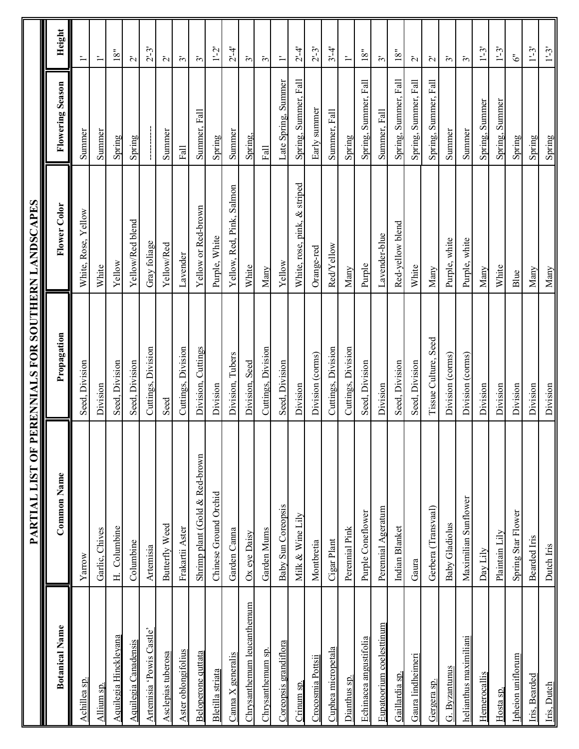# PARTIAL LIST OF PERENNIALS FOR SOUTHERN LANDSCAPES

| Botanical Name | Common Name | Propagation | Flower Color | Flowering Season | Height |
|---|---|---|---|---|---|
| Achillea sp. | Yarrow | Seed, Division | White, Rose, Yellow | Summer | 1' |
| Allium sp. | Garlic, Chives | Division | White | Summer | 1' |
| Aquilegia Hinckleyana | H. Columbine | Seed, Division | Yellow | Spring | 18" |
| Aquilegia Canadensis | Columbine | Seed, Division | Yellow/Red blend | Spring | 2' |
| Artemisia 'Powis Castle' | Artemisia | Cuttings, Division | Gray foliage | ---------- | 2'-3' |
| Asclepias tuberosa | Butterfly Weed | Seed | Yellow/Red | Summer | 2' |
| Aster oblongifolius | Frakartii Aster | Cuttings, Division | Lavender | Fall | 3' |
| Beloperone guttata | Shrimp plant (Gold & Red-brown | Division, Cuttings | Yellow or Red-brown | Summer, Fall | 3' |
| Bletilla striata | Chinese Ground Orchid | Division | Purple, White | Spring | 1'-2' |
| Canna X generalis | Garden Canna | Division, Tubers | Yellow, Red, Pink, Salmon | Summer | 2'-4' |
| Chrysanthemum leucanthemum | Ox eye Daisy | Division, Seed | White | Spring, | 3' |
| Chrysanthemum sp. | Garden Mums | Cuttings, Division | Many | Fall | 3' |
| Coreopsis grandiflora | Baby Sun Coreopsis | Seed, Division | Yellow | Late Spring, Summer | 1' |
| Crinum sp. | Milk & Wine Lily | Division | White, rose, pink, & striped | Spring, Summer, Fall | 2'-4' |
| Crocosmia Pottsii | Montbretia | Division (corms) | Orange-red | Early summer | 2'-3' |
| Cuphea micropetala | Cigar Plant | Cuttings, Division | Red/Yellow | Summer, Fall | 3'-4' |
| Dianthus sp. | Perennial Pink | Cuttings, Division | Many | Spring | 1' |
| Echinacea angustifolia | Purple Coneflower | Seed, Division | Purple | Spring, Summer, Fall | 18" |
| Eupatoorium coelesttinum | Perennial Ageratum | Division | Lavender-blue | Summer, Fall | 3' |
| Gaillardia sp. | Indian Blanket | Seed, Division | Red-yellow blend | Spring, Summer, Fall | 18" |
| Gaura lindheimeri | Gaura | Seed, Division | White | Spring, Summer, Fall | 2' |
| Gergera sp. | Gerbera (Transvaal) | Tissue Culture, Seed | Many | Spring, Summer, Fall | 2' |
| G. Byzantunus | Baby Gladiolus | Division (corms) | Purple, white | Summer | 3' |
| helianthus maximiliani | Maximilian Sunflower | Division (corms) | Purple, white | Summer | 3' |
| Hemerocallis | Day Lily | Division | Many | Spring, Summer | 1'-3' |
| Hosta sp. | Plaintain Lily | Division | White | Spring, Summer | 1'-3' |
| Ipheion uniflorum | Spring Star Flower | Division | Blue | Spring | 6" |
| Iris, Bearded | Bearded Iris | Division | Many | Spring | 1'-3' |
| Iris, Dutch | Dutch Iris | Division | Many | Spring | 1'-3' |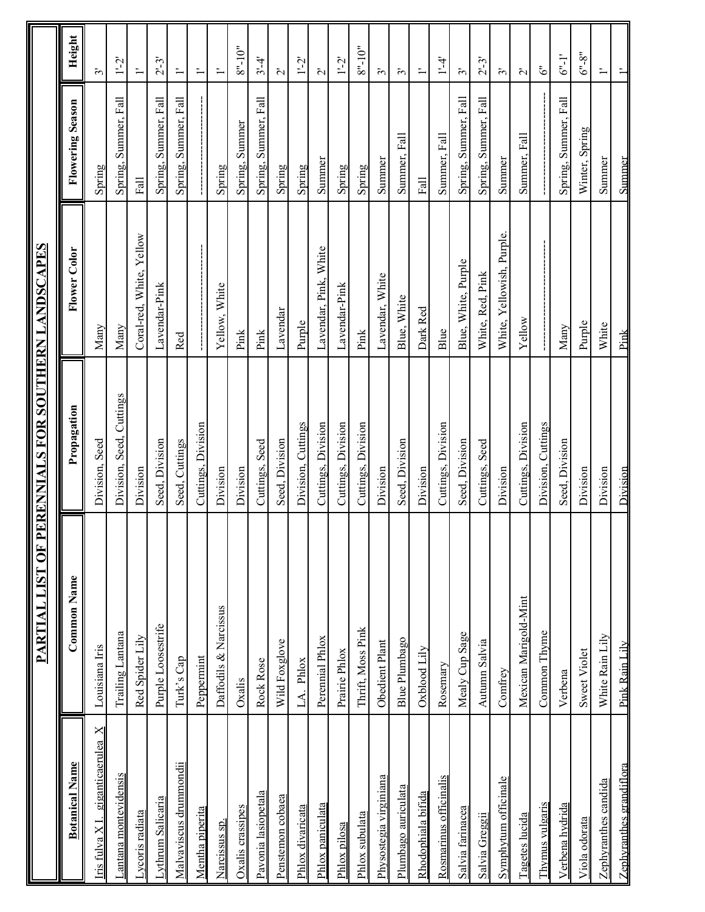# PARTIAL LIST OF PERENNIALS FOR SOUTHERN LANDSCAPES

| Botanical Name | Common Name | Propagation | Flower Color | Flowering Season | Height |
|---|---|---|---|---|---|
| Iris fulva X I. giganticaerulea X | Louisiana Iris | Division, Seed | Many | Spring | 3' |
| Lantana montevidensis | Trailing Lantana | Division, Seed, Cuttings | Many | Spring, Summer, Fall | 1'-2' |
| Lycoris radiata | Red Spider Lily | Division | Coral-red, White, Yellow | Fall | 1' |
| Lythrum Salicaria | Purple Loosestrife | Seed, Division | Lavendar-Pink | Spring, Summer, Fall | 2'-3' |
| Malvaviscus drummondii | Turk's Cap | Seed, Cuttings | Red | Spring, Summer, Fall | 1' |
| Mentha piperita | Peppermint | Cuttings, Division | ------------------------ | ------------------------ | 1' |
| Narcissus sp. | Daffodils & Narcissus | Division | Yellow, White | Spring | 1' |
| Oxalis crassipes | Oxalis | Division | Pink | Spring, Summer | 8"-10" |
| Pavonia lasiopetala | Rock Rose | Cuttings, Seed | Pink | Spring, Summer, Fall | 3'-4' |
| Penstemon cobaea | Wild Foxglove | Seed, Division | Lavendar | Spring | 2' |
| Phlox divaricata | LA. Phlox | Division, Cuttings | Purple | Spring | 1'-2' |
| Phlox paniculata | Perennial Phlox | Cuttings, Division | Lavendar, Pink, White | Summer | 2' |
| Phlox pilosa | Prairie Phlox | Cuttings, Division | Lavendar-Pink | Spring | 1'-2' |
| Phlox subulata | Thrift, Moss Pink | Cuttings, Division | Pink | Spring | 8"-10" |
| Physostegia virginiana | Obedient Plant | Division | Lavendar, White | Summer | 3' |
| Plumbago auriculata | Blue Plumbago | Seed, Division | Blue, White | Summer, Fall | 3' |
| Rhodophiala bifida | Oxblood Lily | Division | Dark Red | Fall | 1' |
| Rosmarinus officinalis | Rosemary | Cuttings, Division | Blue | Summer, Fall | 1'-4' |
| Salvia farinacea | Mealy Cup Sage | Seed, Division | Blue, White, Purple | Spring, Summer, Fall | 3' |
| Salvia Greggii | Autumn Salvia | Cuttings, Seed | White, Red, Pink | Spring, Summer, Fall | 2'-3' |
| Symphytum officinale | Comfrey | Division | White, Yellowish, Purple. | Summer | 3' |
| Tagetes lucida | Mexican Marigold-Mint | Cuttings, Division | Yellow | Summer, Fall | 2' |
| Thymus vulgaris | Common Thyme | Division, Cuttings | ------------------------ | ------------------------ | 6" |
| Verbena hydrida | Verbena | Seed, Division | Many | Spring, Summer, Fall | 6"-1' |
| Viola odorata | Sweet Violet | Division | Purple | Winter, Spring | 6"-8" |
| Zephyranthes candida | White Rain Lily | Division | White | Summer | 1' |
| Zephyranthes grandiflora | Pink Rain Lily | Division | Pink | Summer | 1' |